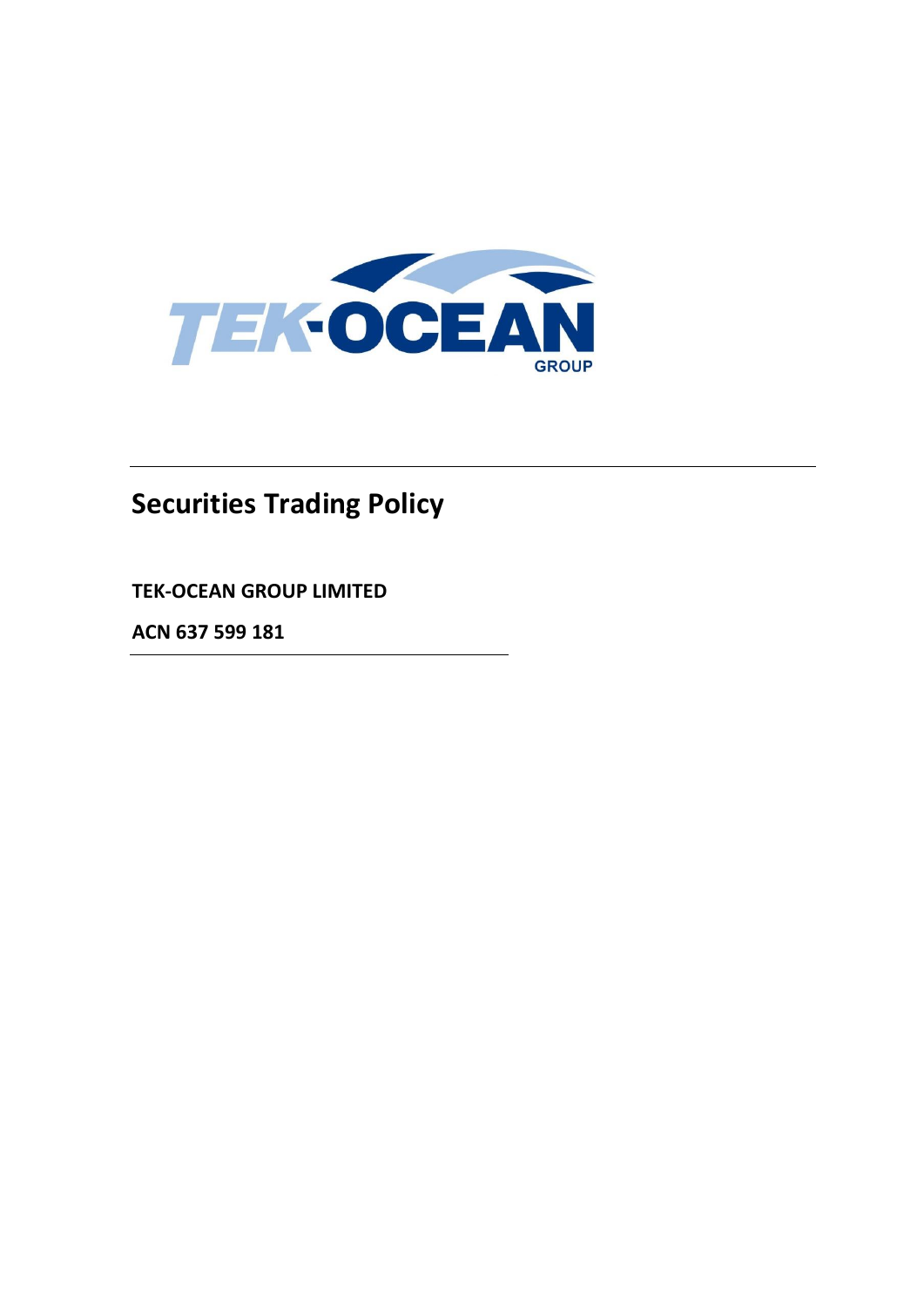# Securities Trading Policy

**TEK-OCEAN GROUP LIMITED**

**ACN 637 599 181**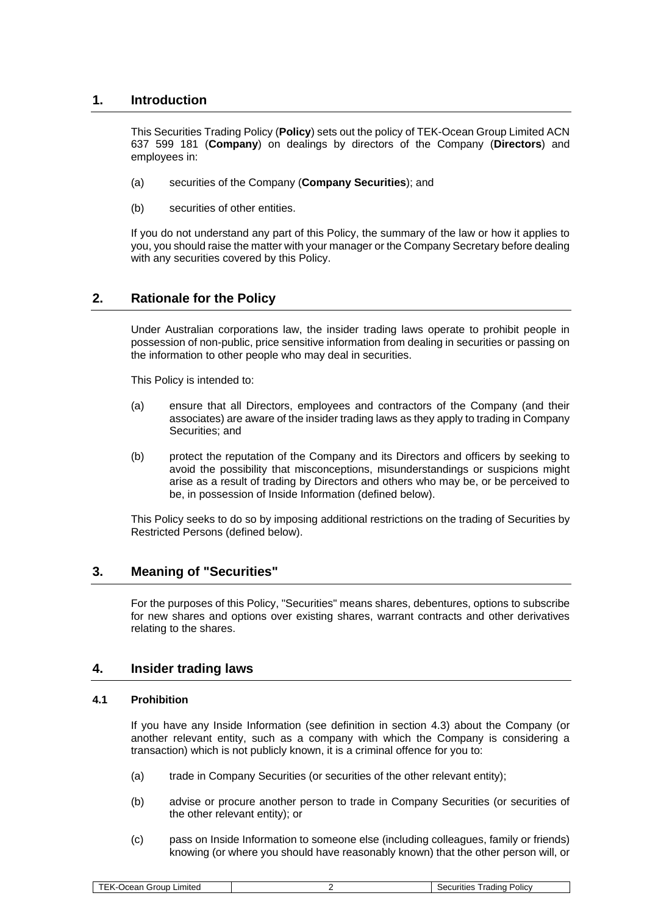## 1. Introduction

This Securities Trading Policy (**Policy**) sets out the policy of TEK-Ocean Group Limited ACN 637 599 181 (**Company**) on dealings by directors of the Company (**Directors**) and employees in:

(a) securities of the Company (**Company Securities**); and

(b) securities of other entities.

If you do not understand any part of this Policy, the summary of the law or how it applies to you, you should raise the matter with your manager or the Company Secretary before dealing with any securities covered by this Policy.

## 2. Rationale for the Policy

Under Australian corporations law, the insider trading laws operate to prohibit people in possession of non-public, price sensitive information from dealing in securities or passing on the information to other people who may deal in securities.

This Policy is intended to:

(a) ensure that all Directors, employees and contractors of the Company (and their associates) are aware of the insider trading laws as they apply to trading in Company Securities; and

(b) protect the reputation of the Company and its Directors and officers by seeking to avoid the possibility that misconceptions, misunderstandings or suspicions might arise as a result of trading by Directors and others who may be, or be perceived to be, in possession of Inside Information (defined below).

This Policy seeks to do so by imposing additional restrictions on the trading of Securities by Restricted Persons (defined below).

## 3. Meaning of "Securities"

For the purposes of this Policy, "Securities" means shares, debentures, options to subscribe for new shares and options over existing shares, warrant contracts and other derivatives relating to the shares.

## 4. Insider trading laws

### 4.1 Prohibition

If you have any Inside Information (see definition in section 4.3) about the Company (or another relevant entity, such as a company with which the Company is considering a transaction) which is not publicly known, it is a criminal offence for you to:

(a) trade in Company Securities (or securities of the other relevant entity);

(b) advise or procure another person to trade in Company Securities (or securities of the other relevant entity); or

(c) pass on Inside Information to someone else (including colleagues, family or friends) knowing (or where you should have reasonably known) that the other person will, or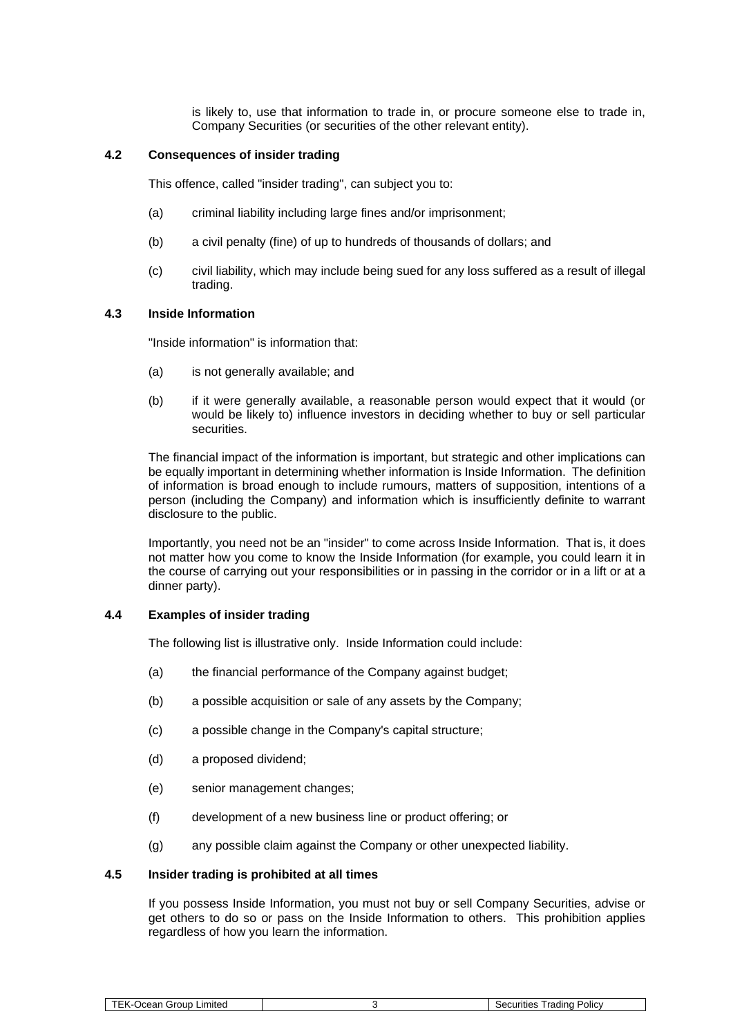is likely to, use that information to trade in, or procure someone else to trade in, Company Securities (or securities of the other relevant entity).

### 4.2 Consequences of insider trading

This offence, called "insider trading", can subject you to:

(a) criminal liability including large fines and/or imprisonment;

(b) a civil penalty (fine) of up to hundreds of thousands of dollars; and

(c) civil liability, which may include being sued for any loss suffered as a result of illegal trading.

### 4.3 Inside Information

"Inside information" is information that:

(a) is not generally available; and

(b) if it were generally available, a reasonable person would expect that it would (or would be likely to) influence investors in deciding whether to buy or sell particular securities.

The financial impact of the information is important, but strategic and other implications can be equally important in determining whether information is Inside Information. The definition of information is broad enough to include rumours, matters of supposition, intentions of a person (including the Company) and information which is insufficiently definite to warrant disclosure to the public.

Importantly, you need not be an "insider" to come across Inside Information. That is, it does not matter how you come to know the Inside Information (for example, you could learn it in the course of carrying out your responsibilities or in passing in the corridor or in a lift or at a dinner party).

### 4.4 Examples of insider trading

The following list is illustrative only. Inside Information could include:

(a) the financial performance of the Company against budget;

(b) a possible acquisition or sale of any assets by the Company;

(c) a possible change in the Company's capital structure;

(d) a proposed dividend;

(e) senior management changes;

(f) development of a new business line or product offering; or

(g) any possible claim against the Company or other unexpected liability.

### 4.5 Insider trading is prohibited at all times

If you possess Inside Information, you must not buy or sell Company Securities, advise or get others to do so or pass on the Inside Information to others. This prohibition applies regardless of how you learn the information.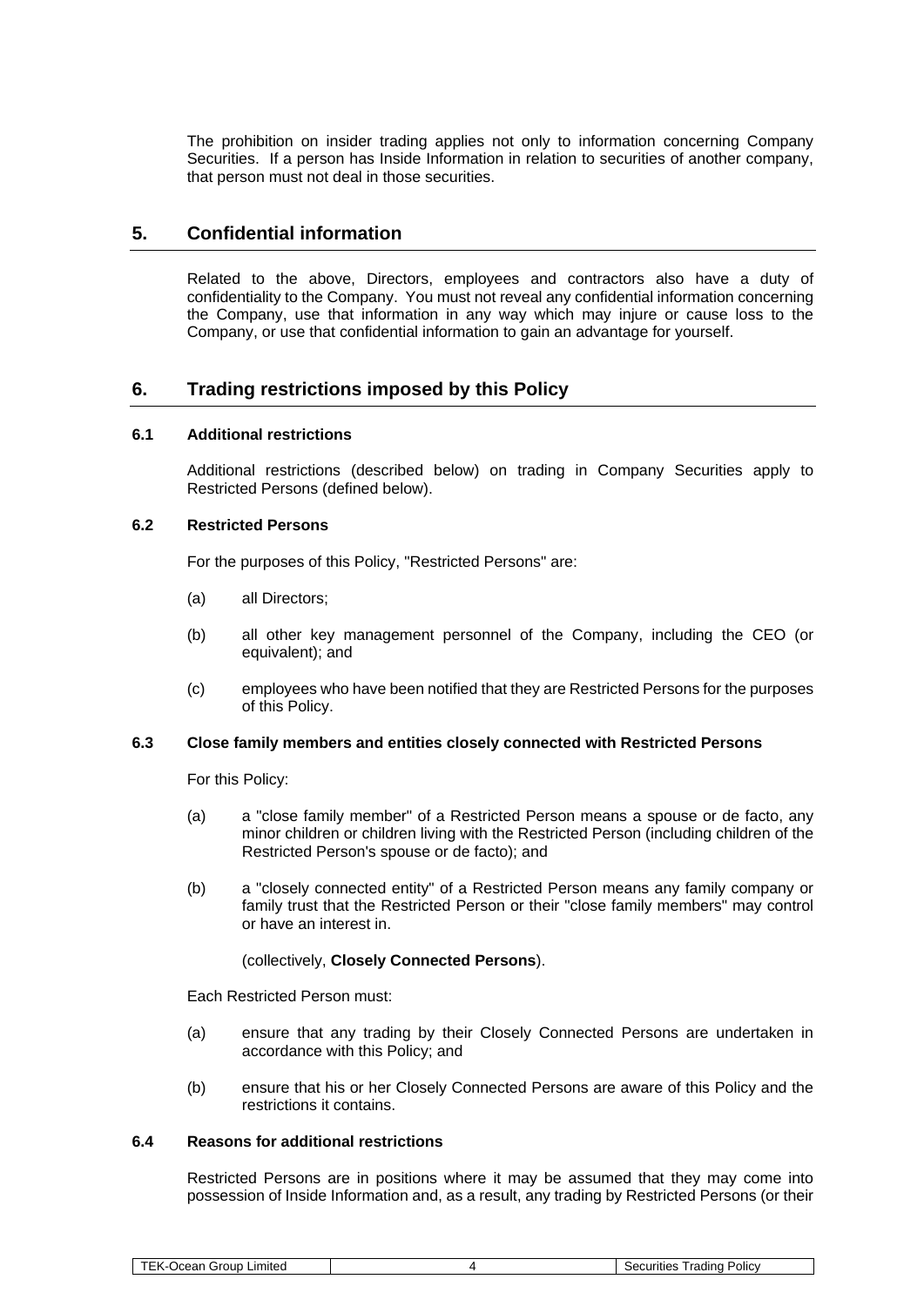The prohibition on insider trading applies not only to information concerning Company Securities. If a person has Inside Information in relation to securities of another company, that person must not deal in those securities.

## 5. Confidential information

Related to the above, Directors, employees and contractors also have a duty of confidentiality to the Company. You must not reveal any confidential information concerning the Company, use that information in any way which may injure or cause loss to the Company, or use that confidential information to gain an advantage for yourself.

## 6. Trading restrictions imposed by this Policy

### 6.1 Additional restrictions

Additional restrictions (described below) on trading in Company Securities apply to Restricted Persons (defined below).

### 6.2 Restricted Persons

For the purposes of this Policy, "Restricted Persons" are:

(a) all Directors;

(b) all other key management personnel of the Company, including the CEO (or equivalent); and

(c) employees who have been notified that they are Restricted Persons for the purposes of this Policy.

### 6.3 Close family members and entities closely connected with Restricted Persons

For this Policy:

(a) a "close family member" of a Restricted Person means a spouse or de facto, any minor children or children living with the Restricted Person (including children of the Restricted Person's spouse or de facto); and

(b) a "closely connected entity" of a Restricted Person means any family company or family trust that the Restricted Person or their "close family members" may control or have an interest in.

(collectively, **Closely Connected Persons**).

Each Restricted Person must:

(a) ensure that any trading by their Closely Connected Persons are undertaken in accordance with this Policy; and

(b) ensure that his or her Closely Connected Persons are aware of this Policy and the restrictions it contains.

### 6.4 Reasons for additional restrictions

Restricted Persons are in positions where it may be assumed that they may come into possession of Inside Information and, as a result, any trading by Restricted Persons (or their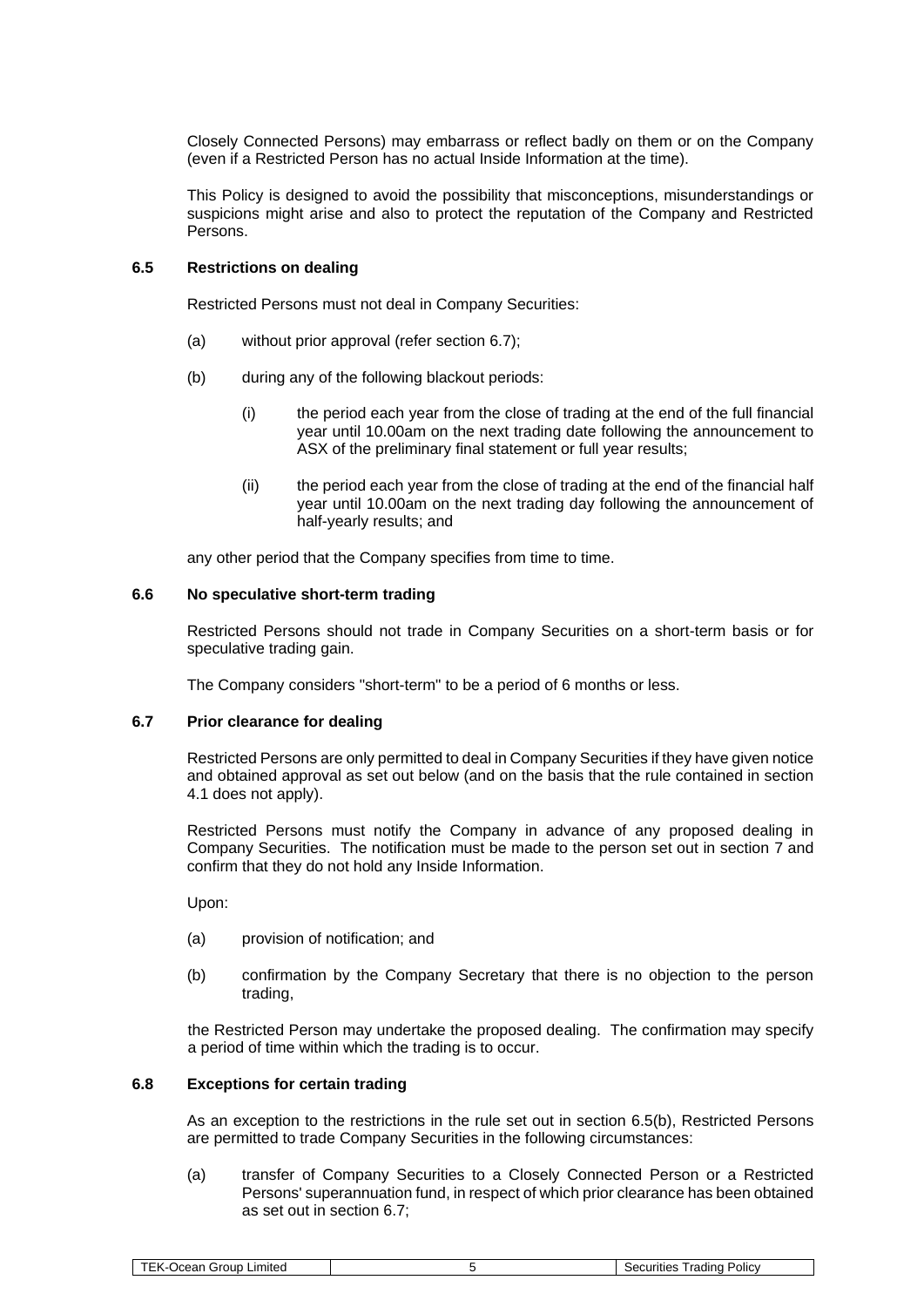Closely Connected Persons) may embarrass or reflect badly on them or on the Company (even if a Restricted Person has no actual Inside Information at the time).

This Policy is designed to avoid the possibility that misconceptions, misunderstandings or suspicions might arise and also to protect the reputation of the Company and Restricted Persons.

### 6.5 Restrictions on dealing

Restricted Persons must not deal in Company Securities:

(a) without prior approval (refer section 6.7);

(b) during any of the following blackout periods:

   (i) the period each year from the close of trading at the end of the full financial year until 10.00am on the next trading date following the announcement to ASX of the preliminary final statement or full year results;

   (ii) the period each year from the close of trading at the end of the financial half year until 10.00am on the next trading day following the announcement of half-yearly results; and

any other period that the Company specifies from time to time.

### 6.6 No speculative short-term trading

Restricted Persons should not trade in Company Securities on a short-term basis or for speculative trading gain.

The Company considers "short-term" to be a period of 6 months or less.

### 6.7 Prior clearance for dealing

Restricted Persons are only permitted to deal in Company Securities if they have given notice and obtained approval as set out below (and on the basis that the rule contained in section 4.1 does not apply).

Restricted Persons must notify the Company in advance of any proposed dealing in Company Securities. The notification must be made to the person set out in section 7 and confirm that they do not hold any Inside Information.

Upon:

(a) provision of notification; and

(b) confirmation by the Company Secretary that there is no objection to the person trading,

the Restricted Person may undertake the proposed dealing. The confirmation may specify a period of time within which the trading is to occur.

### 6.8 Exceptions for certain trading

As an exception to the restrictions in the rule set out in section 6.5(b), Restricted Persons are permitted to trade Company Securities in the following circumstances:

(a) transfer of Company Securities to a Closely Connected Person or a Restricted Persons' superannuation fund, in respect of which prior clearance has been obtained as set out in section 6.7;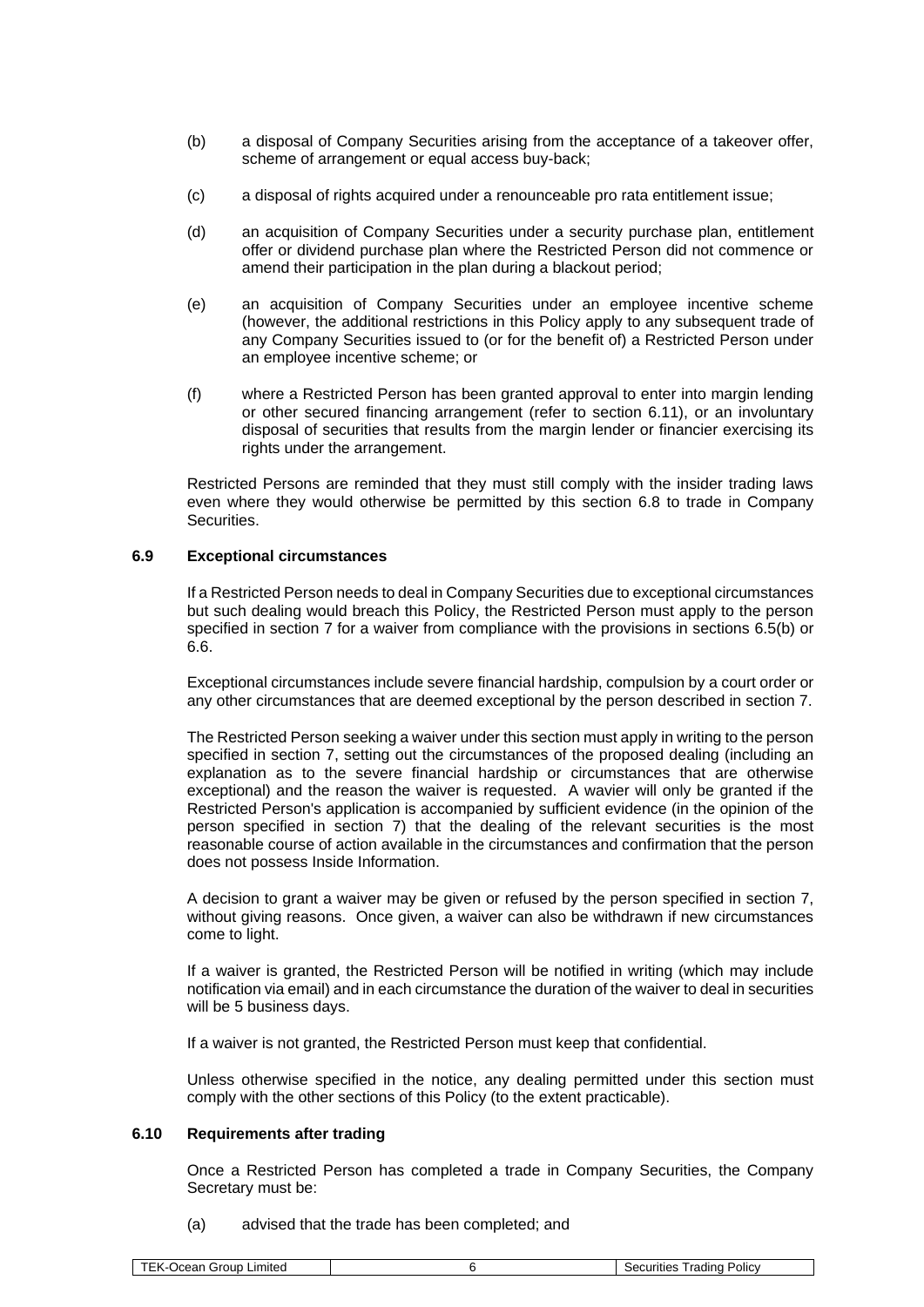(b) a disposal of Company Securities arising from the acceptance of a takeover offer, scheme of arrangement or equal access buy-back;

(c) a disposal of rights acquired under a renounceable pro rata entitlement issue;

(d) an acquisition of Company Securities under a security purchase plan, entitlement offer or dividend purchase plan where the Restricted Person did not commence or amend their participation in the plan during a blackout period;

(e) an acquisition of Company Securities under an employee incentive scheme (however, the additional restrictions in this Policy apply to any subsequent trade of any Company Securities issued to (or for the benefit of) a Restricted Person under an employee incentive scheme; or

(f) where a Restricted Person has been granted approval to enter into margin lending or other secured financing arrangement (refer to section 6.11), or an involuntary disposal of securities that results from the margin lender or financier exercising its rights under the arrangement.

Restricted Persons are reminded that they must still comply with the insider trading laws even where they would otherwise be permitted by this section 6.8 to trade in Company Securities.

### 6.9 Exceptional circumstances

If a Restricted Person needs to deal in Company Securities due to exceptional circumstances but such dealing would breach this Policy, the Restricted Person must apply to the person specified in section 7 for a waiver from compliance with the provisions in sections 6.5(b) or 6.6.

Exceptional circumstances include severe financial hardship, compulsion by a court order or any other circumstances that are deemed exceptional by the person described in section 7.

The Restricted Person seeking a waiver under this section must apply in writing to the person specified in section 7, setting out the circumstances of the proposed dealing (including an explanation as to the severe financial hardship or circumstances that are otherwise exceptional) and the reason the waiver is requested. A wavier will only be granted if the Restricted Person's application is accompanied by sufficient evidence (in the opinion of the person specified in section 7) that the dealing of the relevant securities is the most reasonable course of action available in the circumstances and confirmation that the person does not possess Inside Information.

A decision to grant a waiver may be given or refused by the person specified in section 7, without giving reasons. Once given, a waiver can also be withdrawn if new circumstances come to light.

If a waiver is granted, the Restricted Person will be notified in writing (which may include notification via email) and in each circumstance the duration of the waiver to deal in securities will be 5 business days.

If a waiver is not granted, the Restricted Person must keep that confidential.

Unless otherwise specified in the notice, any dealing permitted under this section must comply with the other sections of this Policy (to the extent practicable).

### 6.10 Requirements after trading

Once a Restricted Person has completed a trade in Company Securities, the Company Secretary must be:

(a) advised that the trade has been completed; and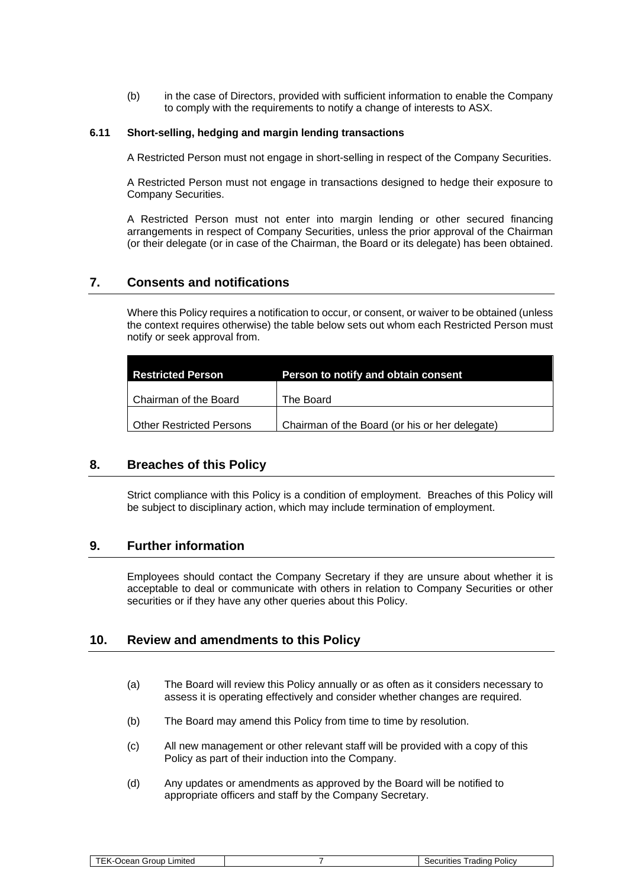(b) in the case of Directors, provided with sufficient information to enable the Company to comply with the requirements to notify a change of interests to ASX.

### 6.11 Short-selling, hedging and margin lending transactions

A Restricted Person must not engage in short-selling in respect of the Company Securities.

A Restricted Person must not engage in transactions designed to hedge their exposure to Company Securities.

A Restricted Person must not enter into margin lending or other secured financing arrangements in respect of Company Securities, unless the prior approval of the Chairman (or their delegate (or in case of the Chairman, the Board or its delegate) has been obtained.

## 7. Consents and notifications

Where this Policy requires a notification to occur, or consent, or waiver to be obtained (unless the context requires otherwise) the table below sets out whom each Restricted Person must notify or seek approval from.

| Restricted Person | Person to notify and obtain consent |
|---|---|
| Chairman of the Board | The Board |
| Other Restricted Persons | Chairman of the Board (or his or her delegate) |

## 8. Breaches of this Policy

Strict compliance with this Policy is a condition of employment. Breaches of this Policy will be subject to disciplinary action, which may include termination of employment.

## 9. Further information

Employees should contact the Company Secretary if they are unsure about whether it is acceptable to deal or communicate with others in relation to Company Securities or other securities or if they have any other queries about this Policy.

## 10. Review and amendments to this Policy

(a) The Board will review this Policy annually or as often as it considers necessary to assess it is operating effectively and consider whether changes are required.

(b) The Board may amend this Policy from time to time by resolution.

(c) All new management or other relevant staff will be provided with a copy of this Policy as part of their induction into the Company.

(d) Any updates or amendments as approved by the Board will be notified to appropriate officers and staff by the Company Secretary.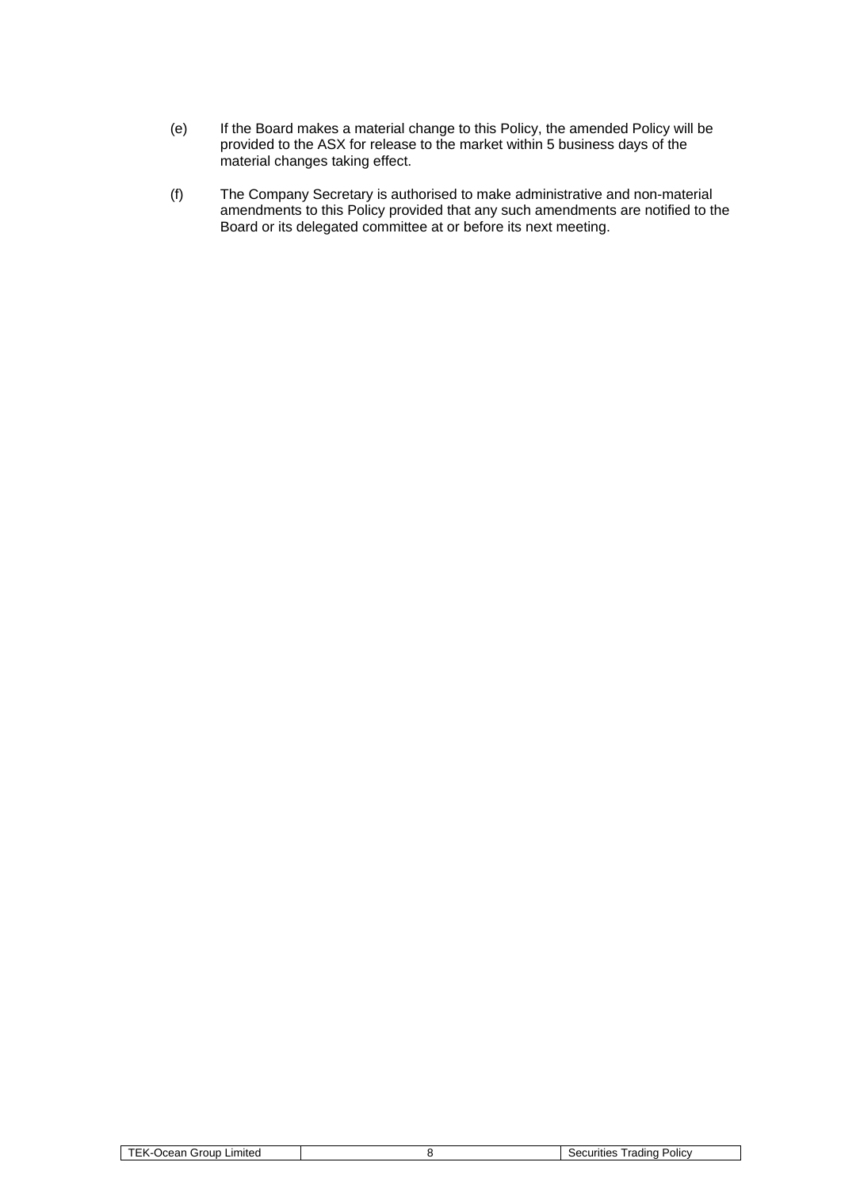(e) If the Board makes a material change to this Policy, the amended Policy will be provided to the ASX for release to the market within 5 business days of the material changes taking effect.

(f) The Company Secretary is authorised to make administrative and non-material amendments to this Policy provided that any such amendments are notified to the Board or its delegated committee at or before its next meeting.